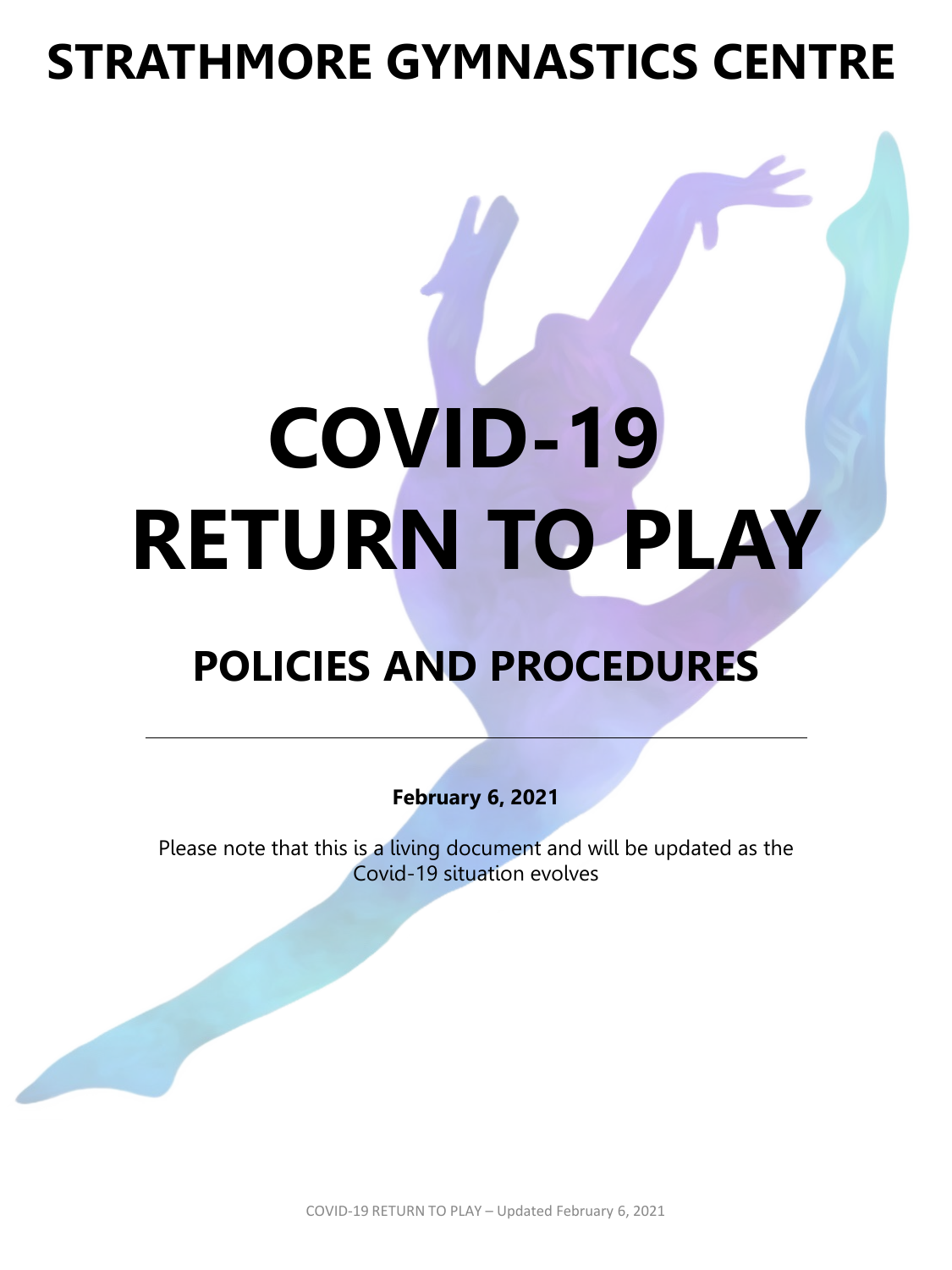# STRATHMORE GYMNASTICS CENTRE

# COVID-19 RETURN TO PLAY

## POLICIES AND PROCEDURES

---

**February 6, 2021**

Please note that this is a living document and will be updated as the Covid-19 situation evolves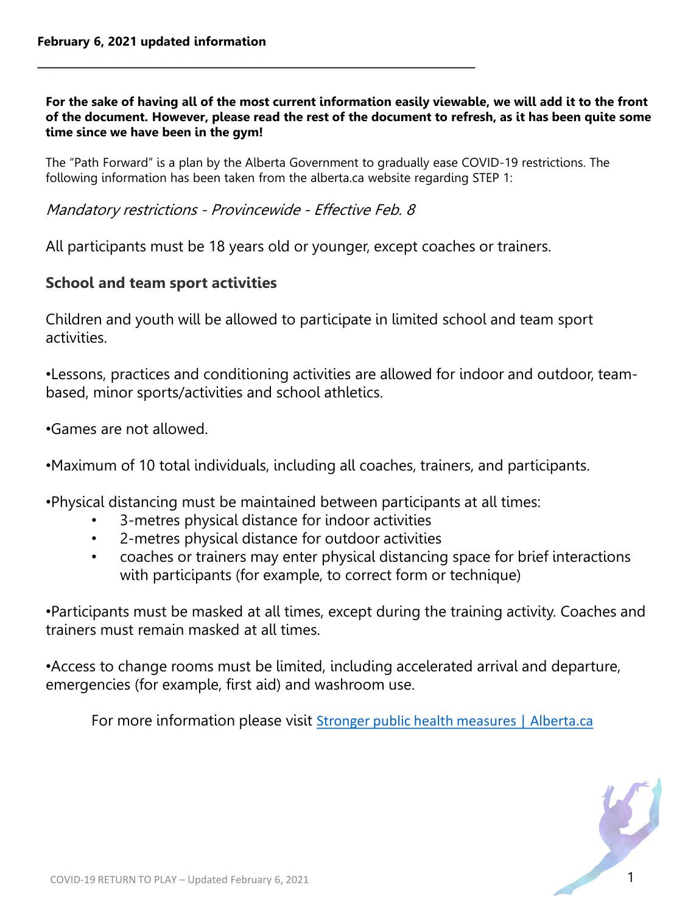**February 6, 2021 updated information**

---

**For the sake of having all of the most current information easily viewable, we will add it to the front of the document. However, please read the rest of the document to refresh, as it has been quite some time since we have been in the gym!**

The "Path Forward" is a plan by the Alberta Government to gradually ease COVID-19 restrictions. The following information has been taken from the alberta.ca website regarding STEP 1:

*Mandatory restrictions - Provincewide - Effective Feb. 8*

All participants must be 18 years old or younger, except coaches or trainers.

### School and team sport activities

Children and youth will be allowed to participate in limited school and team sport activities.

•Lessons, practices and conditioning activities are allowed for indoor and outdoor, team-based, minor sports/activities and school athletics.

•Games are not allowed.

•Maximum of 10 total individuals, including all coaches, trainers, and participants.

•Physical distancing must be maintained between participants at all times:

- 3-metres physical distance for indoor activities
- 2-metres physical distance for outdoor activities
- coaches or trainers may enter physical distancing space for brief interactions with participants (for example, to correct form or technique)

•Participants must be masked at all times, except during the training activity. Coaches and trainers must remain masked at all times.

•Access to change rooms must be limited, including accelerated arrival and departure, emergencies (for example, first aid) and washroom use.

For more information please visit [Stronger public health measures | Alberta.ca]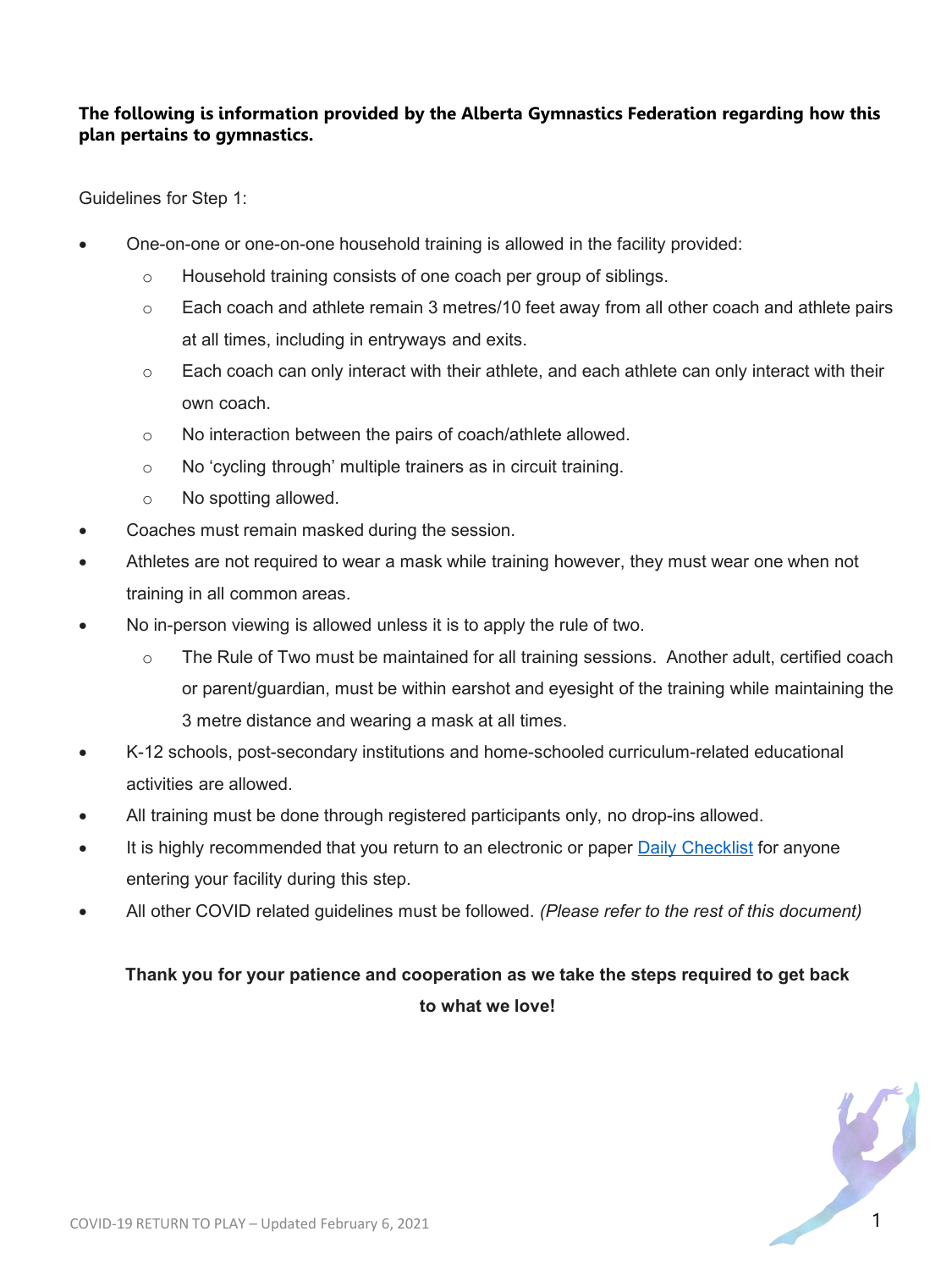**The following is information provided by the Alberta Gymnastics Federation regarding how this plan pertains to gymnastics.**

Guidelines for Step 1:

- One-on-one or one-on-one household training is allowed in the facility provided:
  - Household training consists of one coach per group of siblings.
  - Each coach and athlete remain 3 metres/10 feet away from all other coach and athlete pairs at all times, including in entryways and exits.
  - Each coach can only interact with their athlete, and each athlete can only interact with their own coach.
  - No interaction between the pairs of coach/athlete allowed.
  - No 'cycling through' multiple trainers as in circuit training.
  - No spotting allowed.
- Coaches must remain masked during the session.
- Athletes are not required to wear a mask while training however, they must wear one when not training in all common areas.
- No in-person viewing is allowed unless it is to apply the rule of two.
  - The Rule of Two must be maintained for all training sessions. Another adult, certified coach or parent/guardian, must be within earshot and eyesight of the training while maintaining the 3 metre distance and wearing a mask at all times.
- K-12 schools, post-secondary institutions and home-schooled curriculum-related educational activities are allowed.
- All training must be done through registered participants only, no drop-ins allowed.
- It is highly recommended that you return to an electronic or paper [Daily Checklist] for anyone entering your facility during this step.
- All other COVID related guidelines must be followed. *(Please refer to the rest of this document)*

**Thank you for your patience and cooperation as we take the steps required to get back to what we love!**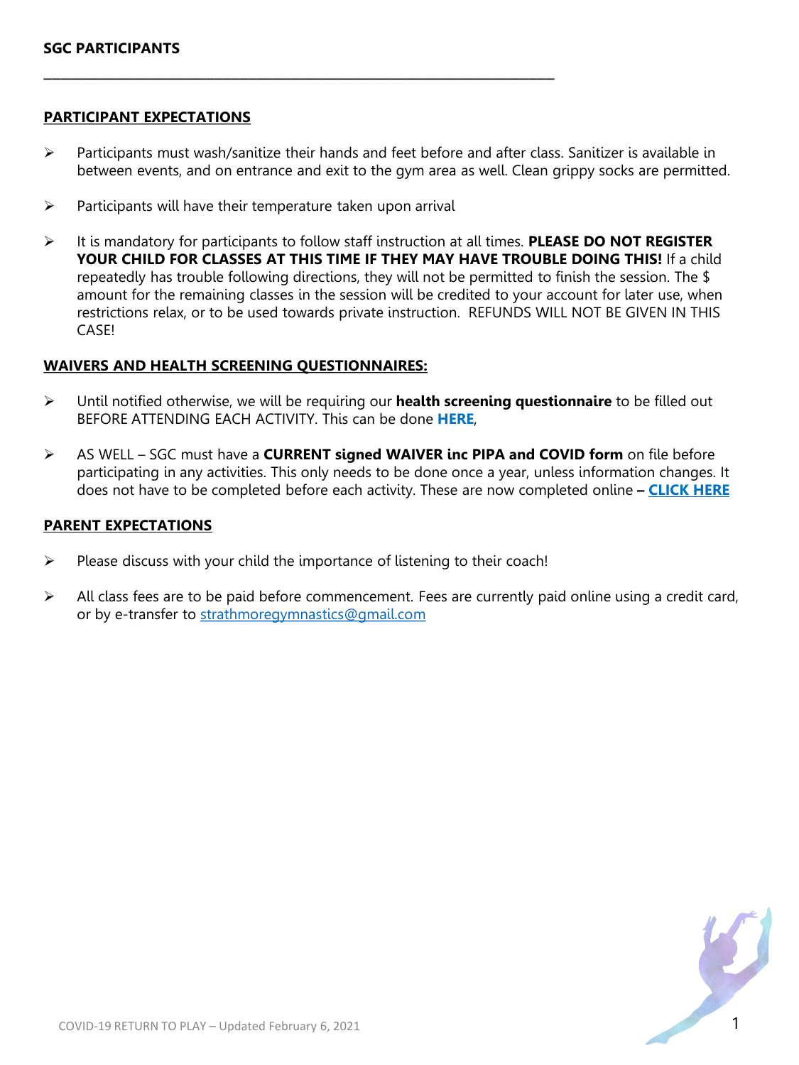**SGC PARTICIPANTS**

---

## PARTICIPANT EXPECTATIONS

- Participants must wash/sanitize their hands and feet before and after class. Sanitizer is available in between events, and on entrance and exit to the gym area as well. Clean grippy socks are permitted.
- Participants will have their temperature taken upon arrival
- It is mandatory for participants to follow staff instruction at all times. **PLEASE DO NOT REGISTER YOUR CHILD FOR CLASSES AT THIS TIME IF THEY MAY HAVE TROUBLE DOING THIS!** If a child repeatedly has trouble following directions, they will not be permitted to finish the session. The $ amount for the remaining classes in the session will be credited to your account for later use, when restrictions relax, or to be used towards private instruction. REFUNDS WILL NOT BE GIVEN IN THIS CASE!

## WAIVERS AND HEALTH SCREENING QUESTIONNAIRES:

- Until notified otherwise, we will be requiring our **health screening questionnaire** to be filled out BEFORE ATTENDING EACH ACTIVITY. This can be done **HERE**,
- AS WELL – SGC must have a **CURRENT signed WAIVER inc PIPA and COVID form** on file before participating in any activities. This only needs to be done once a year, unless information changes. It does not have to be completed before each activity. These are now completed online **– CLICK HERE**

## PARENT EXPECTATIONS

- Please discuss with your child the importance of listening to their coach!
- All class fees are to be paid before commencement. Fees are currently paid online using a credit card, or by e-transfer to strathmoregymnastics@gmail.com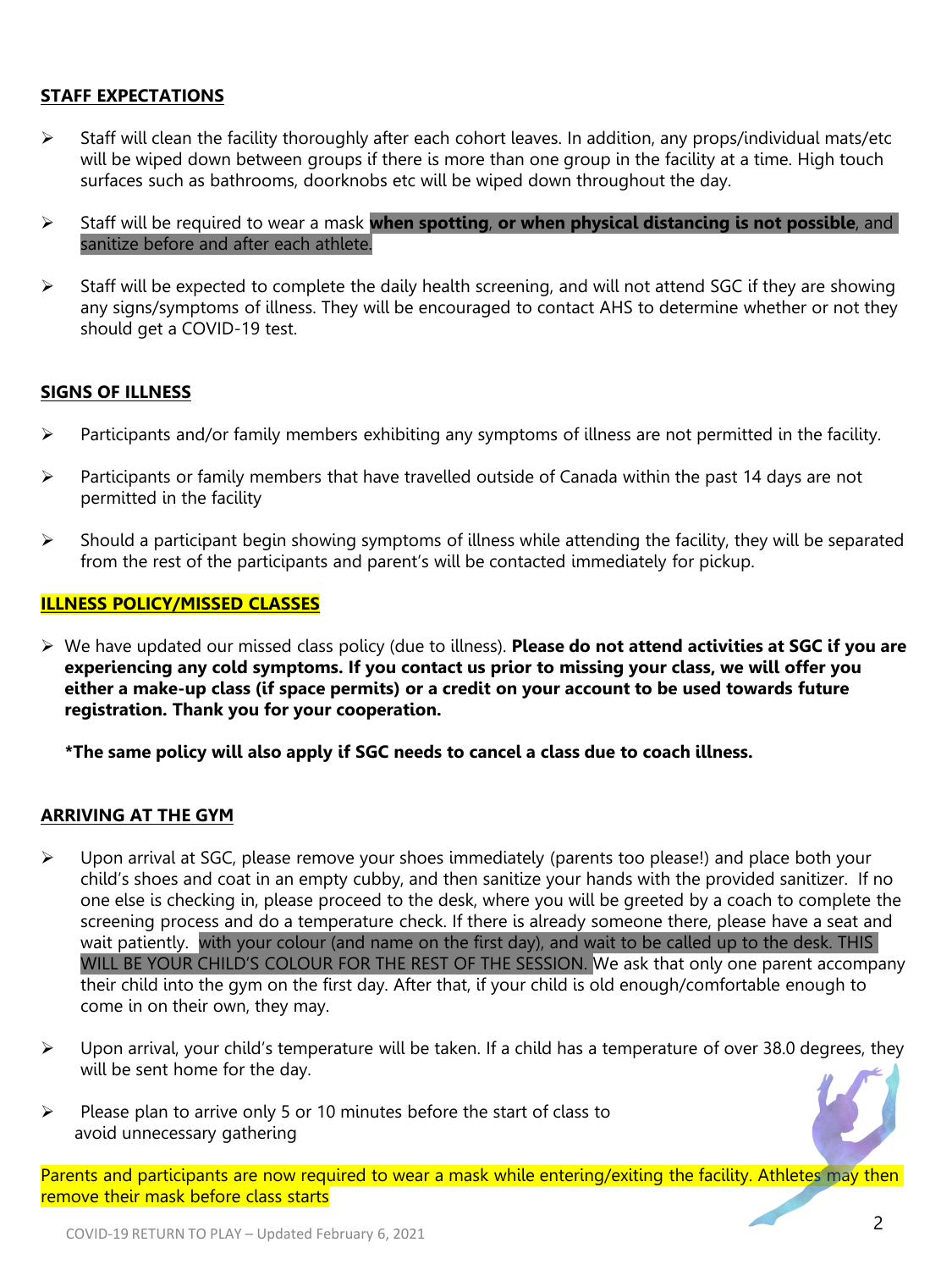## STAFF EXPECTATIONS

- Staff will clean the facility thoroughly after each cohort leaves. In addition, any props/individual mats/etc will be wiped down between groups if there is more than one group in the facility at a time. High touch surfaces such as bathrooms, doorknobs etc will be wiped down throughout the day.
- Staff will be required to wear a mask **when spotting**, **or when physical distancing is not possible**, and sanitize before and after each athlete.
- Staff will be expected to complete the daily health screening, and will not attend SGC if they are showing any signs/symptoms of illness. They will be encouraged to contact AHS to determine whether or not they should get a COVID-19 test.

## SIGNS OF ILLNESS

- Participants and/or family members exhibiting any symptoms of illness are not permitted in the facility.
- Participants or family members that have travelled outside of Canada within the past 14 days are not permitted in the facility
- Should a participant begin showing symptoms of illness while attending the facility, they will be separated from the rest of the participants and parent's will be contacted immediately for pickup.

## ILLNESS POLICY/MISSED CLASSES

- We have updated our missed class policy (due to illness). **Please do not attend activities at SGC if you are experiencing any cold symptoms. If you contact us prior to missing your class, we will offer you either a make-up class (if space permits) or a credit on your account to be used towards future registration. Thank you for your cooperation.**

  ***The same policy will also apply if SGC needs to cancel a class due to coach illness.**

## ARRIVING AT THE GYM

- Upon arrival at SGC, please remove your shoes immediately (parents too please!) and place both your child's shoes and coat in an empty cubby, and then sanitize your hands with the provided sanitizer. If no one else is checking in, please proceed to the desk, where you will be greeted by a coach to complete the screening process and do a temperature check. If there is already someone there, please have a seat and wait patiently. with your colour (and name on the first day), and wait to be called up to the desk. THIS WILL BE YOUR CHILD'S COLOUR FOR THE REST OF THE SESSION. We ask that only one parent accompany their child into the gym on the first day. After that, if your child is old enough/comfortable enough to come in on their own, they may.
- Upon arrival, your child's temperature will be taken. If a child has a temperature of over 38.0 degrees, they will be sent home for the day.
- Please plan to arrive only 5 or 10 minutes before the start of class to avoid unnecessary gathering

Parents and participants are now required to wear a mask while entering/exiting the facility. Athletes may then remove their mask before class starts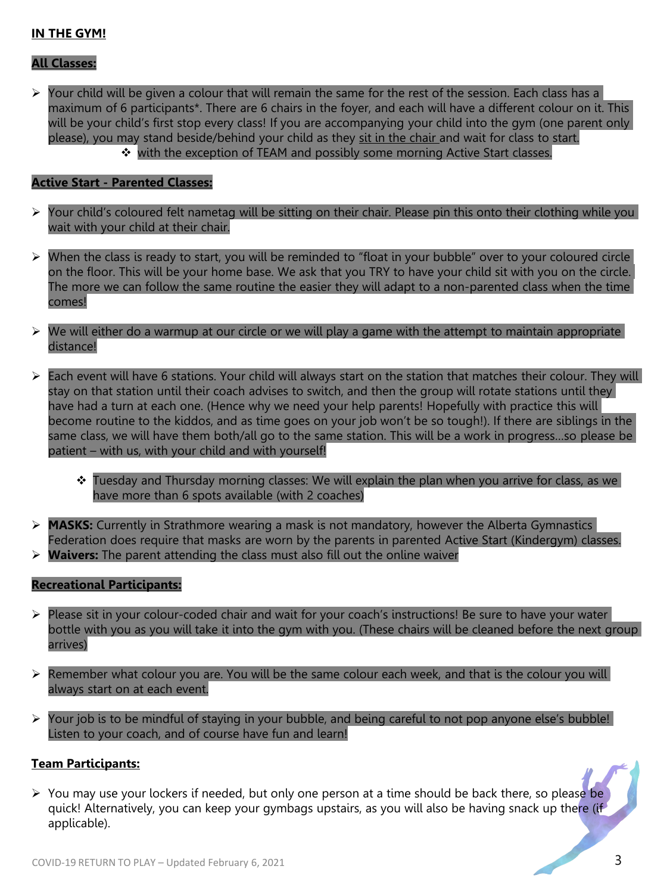**IN THE GYM!**

**All Classes:**

- Your child will be given a colour that will remain the same for the rest of the session. Each class has a maximum of 6 participants*. There are 6 chairs in the foyer, and each will have a different colour on it. This will be your child's first stop every class! If you are accompanying your child into the gym (one parent only please), you may stand beside/behind your child as they sit in the chair and wait for class to start.
    - with the exception of TEAM and possibly some morning Active Start classes.

**Active Start - Parented Classes:**

- Your child's coloured felt nametag will be sitting on their chair. Please pin this onto their clothing while you wait with your child at their chair.

- When the class is ready to start, you will be reminded to "float in your bubble" over to your coloured circle on the floor. This will be your home base. We ask that you TRY to have your child sit with you on the circle. The more we can follow the same routine the easier they will adapt to a non-parented class when the time comes!

- We will either do a warmup at our circle or we will play a game with the attempt to maintain appropriate distance!

- Each event will have 6 stations. Your child will always start on the station that matches their colour. They will stay on that station until their coach advises to switch, and then the group will rotate stations until they have had a turn at each one. (Hence why we need your help parents! Hopefully with practice this will become routine to the kiddos, and as time goes on your job won't be so tough!). If there are siblings in the same class, we will have them both/all go to the same station. This will be a work in progress…so please be patient – with us, with your child and with yourself!

    - Tuesday and Thursday morning classes: We will explain the plan when you arrive for class, as we have more than 6 spots available (with 2 coaches)

- **MASKS:** Currently in Strathmore wearing a mask is not mandatory, however the Alberta Gymnastics Federation does require that masks are worn by the parents in parented Active Start (Kindergym) classes.
- **Waivers:** The parent attending the class must also fill out the online waiver

**Recreational Participants:**

- Please sit in your colour-coded chair and wait for your coach's instructions! Be sure to have your water bottle with you as you will take it into the gym with you. (These chairs will be cleaned before the next group arrives)

- Remember what colour you are. You will be the same colour each week, and that is the colour you will always start on at each event.

- Your job is to be mindful of staying in your bubble, and being careful to not pop anyone else's bubble! Listen to your coach, and of course have fun and learn!

**Team Participants:**

- You may use your lockers if needed, but only one person at a time should be back there, so please be quick! Alternatively, you can keep your gymbags upstairs, as you will also be having snack up there (if applicable).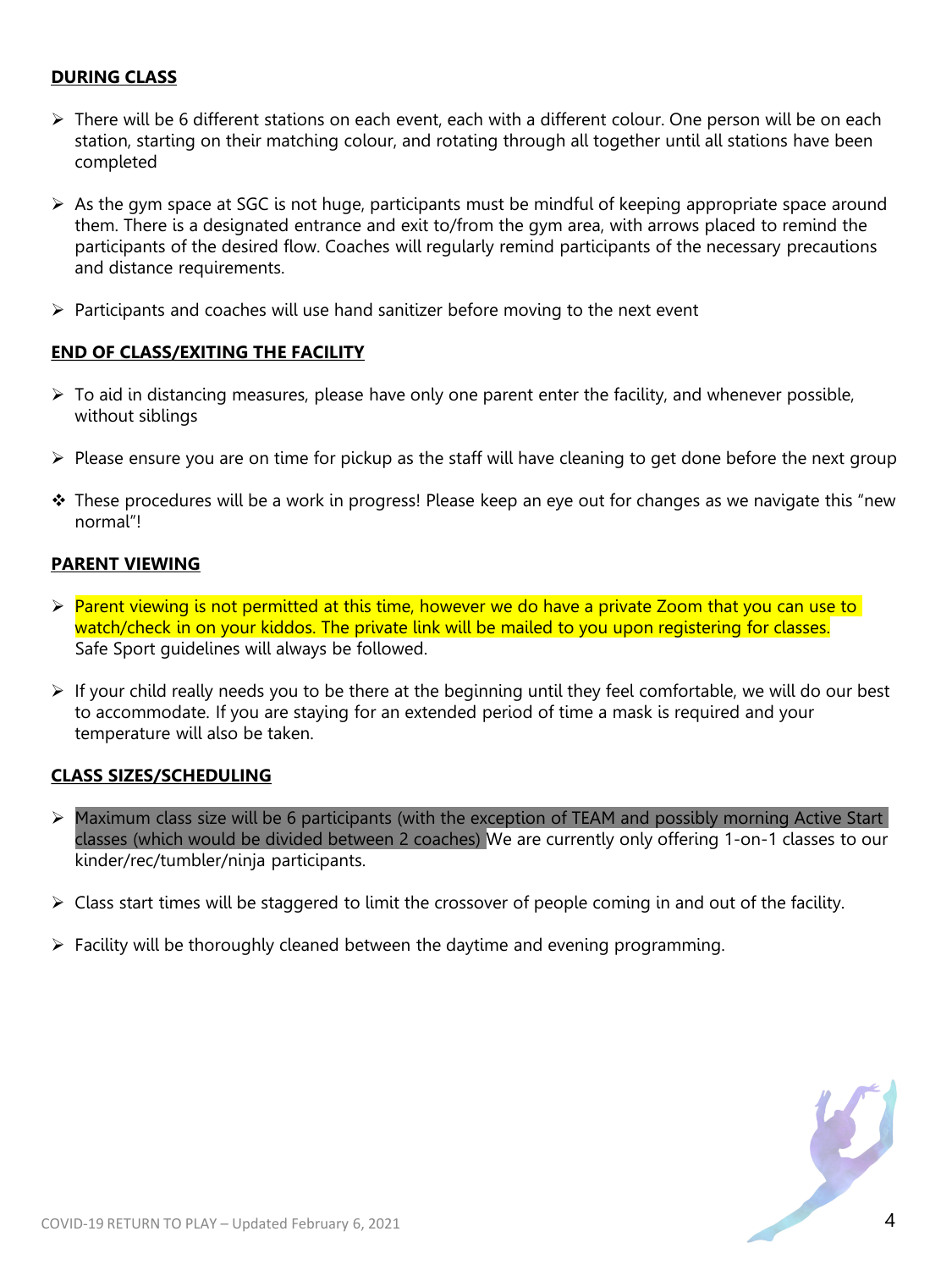**DURING CLASS**

- There will be 6 different stations on each event, each with a different colour. One person will be on each station, starting on their matching colour, and rotating through all together until all stations have been completed

- As the gym space at SGC is not huge, participants must be mindful of keeping appropriate space around them. There is a designated entrance and exit to/from the gym area, with arrows placed to remind the participants of the desired flow. Coaches will regularly remind participants of the necessary precautions and distance requirements.

- Participants and coaches will use hand sanitizer before moving to the next event

**END OF CLASS/EXITING THE FACILITY**

- To aid in distancing measures, please have only one parent enter the facility, and whenever possible, without siblings

- Please ensure you are on time for pickup as the staff will have cleaning to get done before the next group

- These procedures will be a work in progress! Please keep an eye out for changes as we navigate this "new normal"!

**PARENT VIEWING**

- Parent viewing is not permitted at this time, however we do have a private Zoom that you can use to watch/check in on your kiddos. The private link will be mailed to you upon registering for classes. Safe Sport guidelines will always be followed.

- If your child really needs you to be there at the beginning until they feel comfortable, we will do our best to accommodate. If you are staying for an extended period of time a mask is required and your temperature will also be taken.

**CLASS SIZES/SCHEDULING**

- Maximum class size will be 6 participants (with the exception of TEAM and possibly morning Active Start classes (which would be divided between 2 coaches) We are currently only offering 1-on-1 classes to our kinder/rec/tumbler/ninja participants.

- Class start times will be staggered to limit the crossover of people coming in and out of the facility.

- Facility will be thoroughly cleaned between the daytime and evening programming.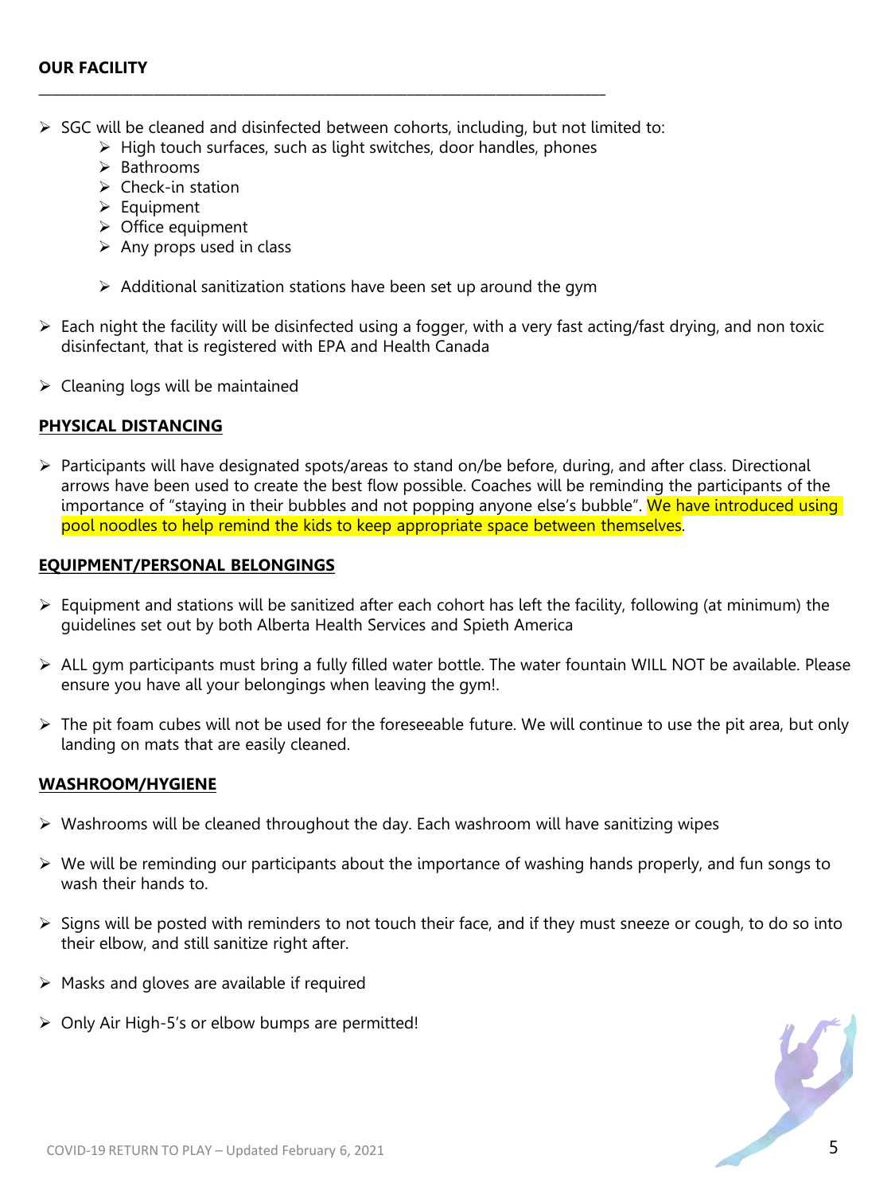**OUR FACILITY**

---

- SGC will be cleaned and disinfected between cohorts, including, but not limited to:
  - High touch surfaces, such as light switches, door handles, phones
  - Bathrooms
  - Check-in station
  - Equipment
  - Office equipment
  - Any props used in class

  - Additional sanitization stations have been set up around the gym

- Each night the facility will be disinfected using a fogger, with a very fast acting/fast drying, and non toxic disinfectant, that is registered with EPA and Health Canada

- Cleaning logs will be maintained

## PHYSICAL DISTANCING

- Participants will have designated spots/areas to stand on/be before, during, and after class. Directional arrows have been used to create the best flow possible. Coaches will be reminding the participants of the importance of "staying in their bubbles and not popping anyone else's bubble". We have introduced using pool noodles to help remind the kids to keep appropriate space between themselves.

## EQUIPMENT/PERSONAL BELONGINGS

- Equipment and stations will be sanitized after each cohort has left the facility, following (at minimum) the guidelines set out by both Alberta Health Services and Spieth America

- ALL gym participants must bring a fully filled water bottle. The water fountain WILL NOT be available. Please ensure you have all your belongings when leaving the gym!.

- The pit foam cubes will not be used for the foreseeable future. We will continue to use the pit area, but only landing on mats that are easily cleaned.

## WASHROOM/HYGIENE

- Washrooms will be cleaned throughout the day. Each washroom will have sanitizing wipes

- We will be reminding our participants about the importance of washing hands properly, and fun songs to wash their hands to.

- Signs will be posted with reminders to not touch their face, and if they must sneeze or cough, to do so into their elbow, and still sanitize right after.

- Masks and gloves are available if required

- Only Air High-5's or elbow bumps are permitted!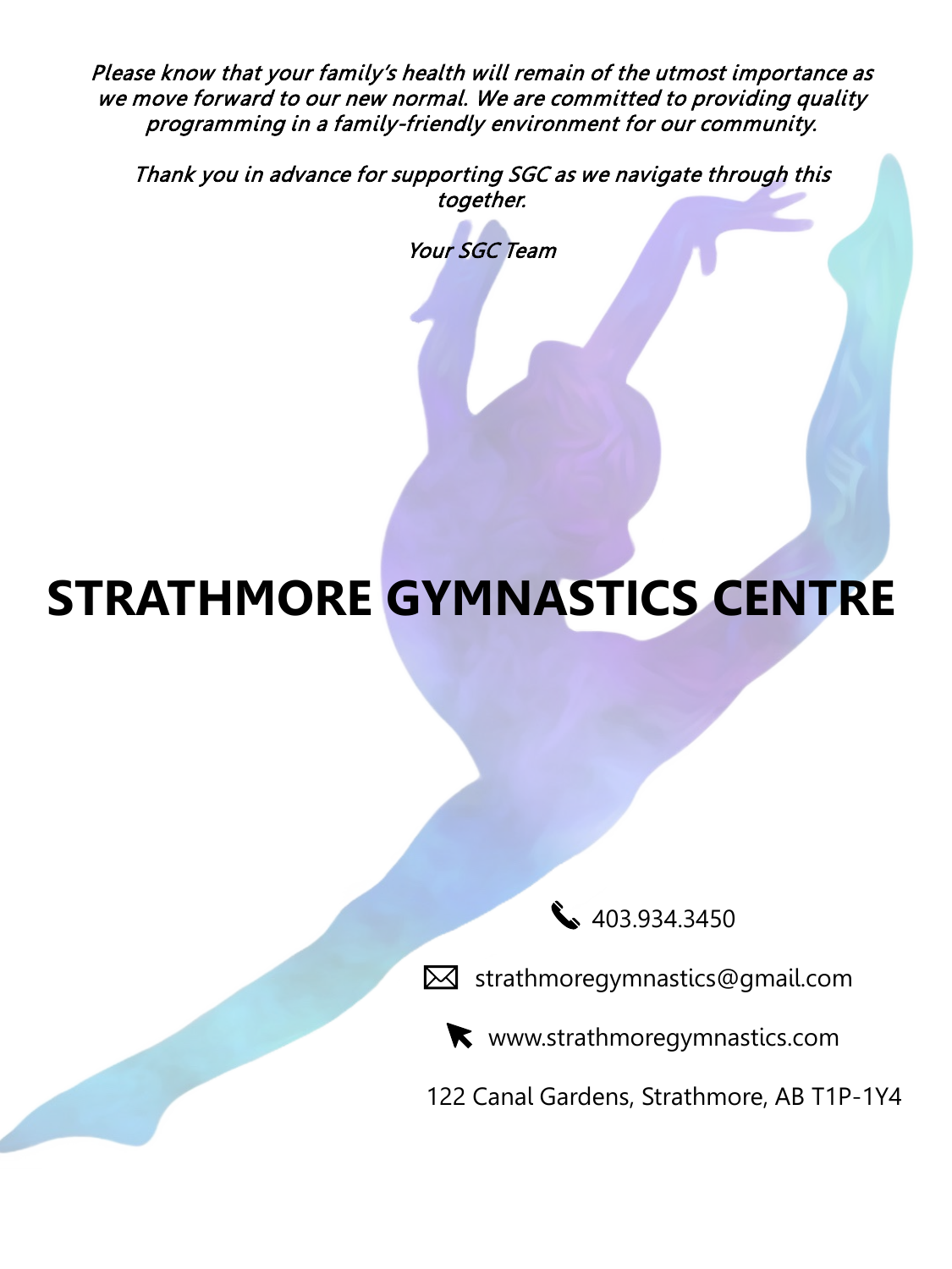*Please know that your family's health will remain of the utmost importance as we move forward to our new normal. We are committed to providing quality programming in a family-friendly environment for our community.*

*Thank you in advance for supporting SGC as we navigate through this together.*

*Your SGC Team*

# STRATHMORE GYMNASTICS CENTRE

403.934.3450

strathmoregymnastics@gmail.com

www.strathmoregymnastics.com

122 Canal Gardens, Strathmore, AB T1P-1Y4